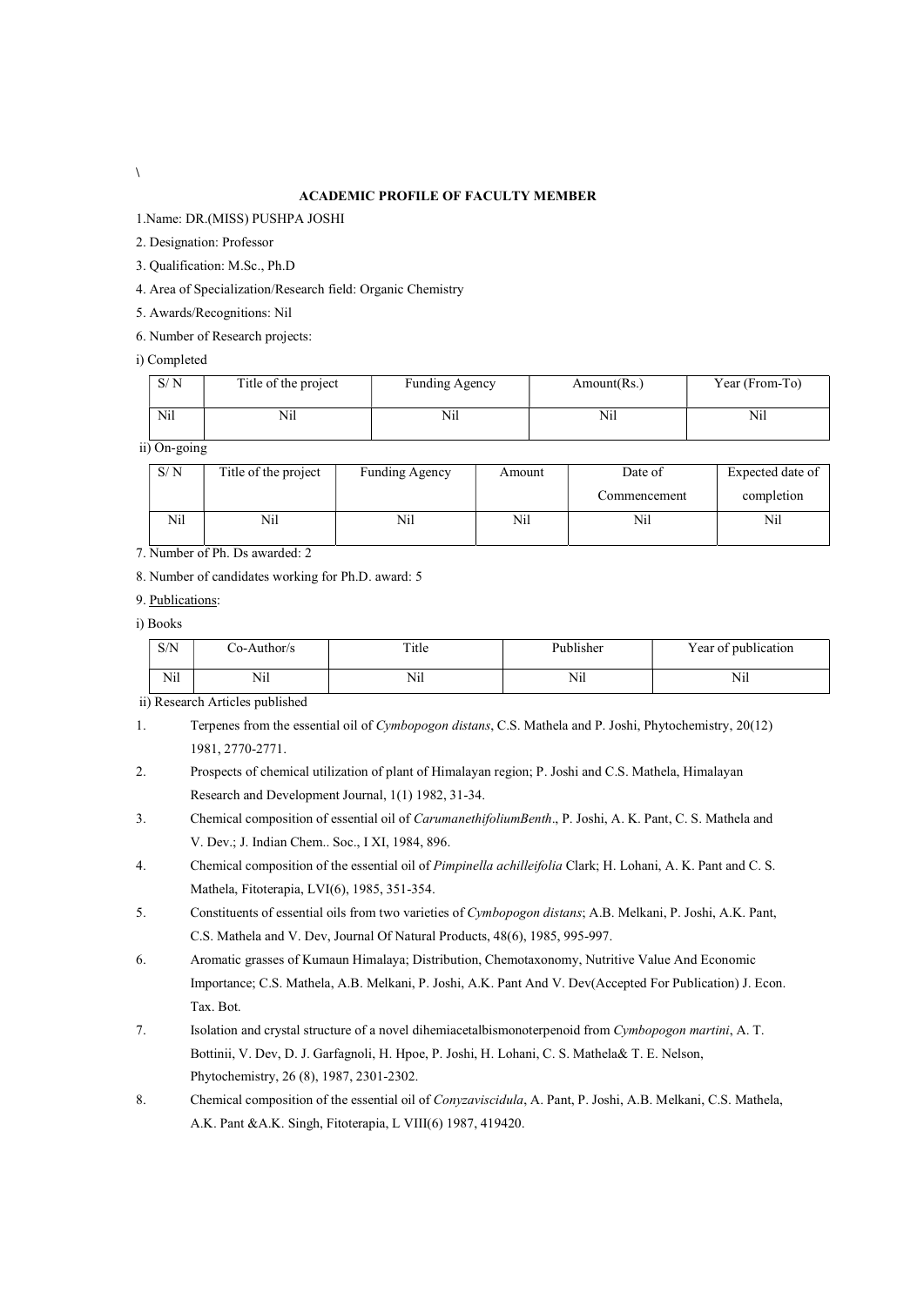\

## ACADEMIC PROFILE OF FACULTY MEMBER

1.Name: DR.(MISS) PUSHPA JOSHI

2. Designation: Professor

3. Qualification: M.Sc., Ph.D

4. Area of Specialization/Research field: Organic Chemistry

5. Awards/Recognitions: Nil

6. Number of Research projects:

i) Completed

| S/ N | Title of the project | Funding Agency | Amount(Rs.) | Year (From-To) |
|---|---|---|---|---|
| Nil | Nil | Nil | Nil | Nil |

ii) On-going

| S/ N | Title of the project | Funding Agency | Amount | Date of Commencement | Expected date of completion |
|---|---|---|---|---|---|
| Nil | Nil | Nil | Nil | Nil | Nil |

7. Number of Ph. Ds awarded: 2

8. Number of candidates working for Ph.D. award: 5

9. Publications:

i) Books

| S/N | Co-Author/s | Title | Publisher | Year of publication |
|---|---|---|---|---|
| Nil | Nil | Nil | Nil | Nil |

ii) Research Articles published

1. Terpenes from the essential oil of *Cymbopogon distans*, C.S. Mathela and P. Joshi, Phytochemistry, 20(12) 1981, 2770-2771.
2. Prospects of chemical utilization of plant of Himalayan region; P. Joshi and C.S. Mathela, Himalayan Research and Development Journal, 1(1) 1982, 31-34.
3. Chemical composition of essential oil of *CarumanethifoliumBenth*., P. Joshi, A. K. Pant, C. S. Mathela and V. Dev.; J. Indian Chem.. Soc., I XI, 1984, 896.
4. Chemical composition of the essential oil of *Pimpinella achilleifolia* Clark; H. Lohani, A. K. Pant and C. S. Mathela, Fitoterapia, LVI(6), 1985, 351-354.
5. Constituents of essential oils from two varieties of *Cymbopogon distans*; A.B. Melkani, P. Joshi, A.K. Pant, C.S. Mathela and V. Dev, Journal Of Natural Products, 48(6), 1985, 995-997.
6. Aromatic grasses of Kumaun Himalaya; Distribution, Chemotaxonomy, Nutritive Value And Economic Importance; C.S. Mathela, A.B. Melkani, P. Joshi, A.K. Pant And V. Dev(Accepted For Publication) J. Econ. Tax. Bot.
7. Isolation and crystal structure of a novel dihemiacetalbismonoterpenoid from *Cymbopogon martini*, A. T. Bottinii, V. Dev, D. J. Garfagnoli, H. Hpoe, P. Joshi, H. Lohani, C. S. Mathela& T. E. Nelson, Phytochemistry, 26 (8), 1987, 2301-2302.
8. Chemical composition of the essential oil of *Conyzaviscidula*, A. Pant, P. Joshi, A.B. Melkani, C.S. Mathela, A.K. Pant &A.K. Singh, Fitoterapia, L VIII(6) 1987, 419420.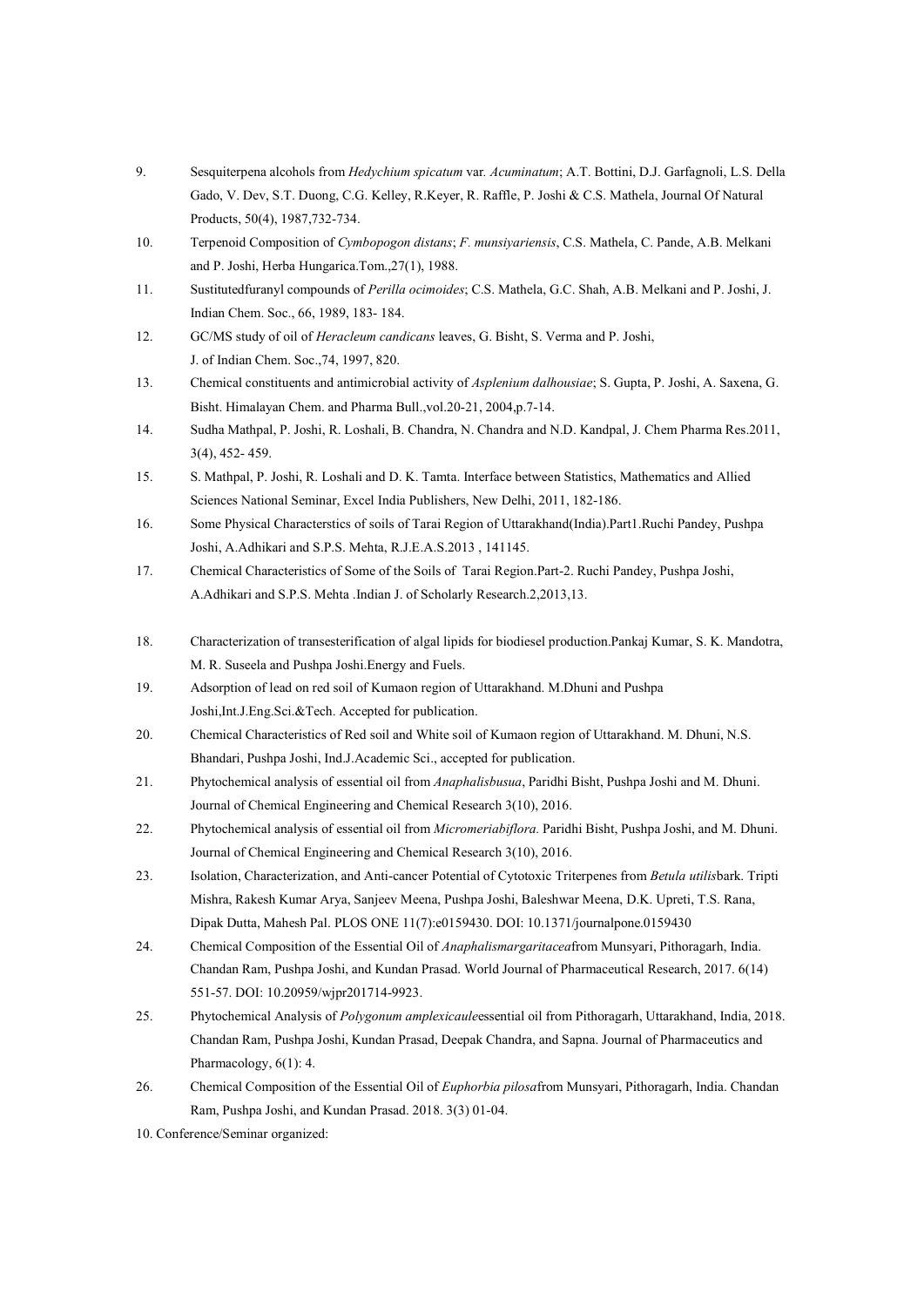9. Sesquiterpena alcohols from *Hedychium spicatum* var. *Acuminatum*; A.T. Bottini, D.J. Garfagnoli, L.S. Della Gado, V. Dev, S.T. Duong, C.G. Kelley, R.Keyer, R. Raffle, P. Joshi & C.S. Mathela, Journal Of Natural Products, 50(4), 1987,732-734.
10. Terpenoid Composition of *Cymbopogon distans*; *F. munsiyariensis*, C.S. Mathela, C. Pande, A.B. Melkani and P. Joshi, Herba Hungarica.Tom.,27(1), 1988.
11. Sustitutedfuranyl compounds of *Perilla ocimoides*; C.S. Mathela, G.C. Shah, A.B. Melkani and P. Joshi, J. Indian Chem. Soc., 66, 1989, 183- 184.
12. GC/MS study of oil of *Heracleum candicans* leaves, G. Bisht, S. Verma and P. Joshi, J. of Indian Chem. Soc.,74, 1997, 820.
13. Chemical constituents and antimicrobial activity of *Asplenium dalhousiae*; S. Gupta, P. Joshi, A. Saxena, G. Bisht. Himalayan Chem. and Pharma Bull.,vol.20-21, 2004,p.7-14.
14. Sudha Mathpal, P. Joshi, R. Loshali, B. Chandra, N. Chandra and N.D. Kandpal, J. Chem Pharma Res.2011, 3(4), 452- 459.
15. S. Mathpal, P. Joshi, R. Loshali and D. K. Tamta. Interface between Statistics, Mathematics and Allied Sciences National Seminar, Excel India Publishers, New Delhi, 2011, 182-186.
16. Some Physical Characterstics of soils of Tarai Region of Uttarakhand(India).Part1.Ruchi Pandey, Pushpa Joshi, A.Adhikari and S.P.S. Mehta, R.J.E.A.S.2013 , 141145.
17. Chemical Characteristics of Some of the Soils of Tarai Region.Part-2. Ruchi Pandey, Pushpa Joshi, A.Adhikari and S.P.S. Mehta .Indian J. of Scholarly Research.2,2013,13.
18. Characterization of transesterification of algal lipids for biodiesel production.Pankaj Kumar, S. K. Mandotra, M. R. Suseela and Pushpa Joshi.Energy and Fuels.
19. Adsorption of lead on red soil of Kumaon region of Uttarakhand. M.Dhuni and Pushpa Joshi,Int.J.Eng.Sci.&Tech. Accepted for publication.
20. Chemical Characteristics of Red soil and White soil of Kumaon region of Uttarakhand. M. Dhuni, N.S. Bhandari, Pushpa Joshi, Ind.J.Academic Sci., accepted for publication.
21. Phytochemical analysis of essential oil from *Anaphalisbusua*, Paridhi Bisht, Pushpa Joshi and M. Dhuni. Journal of Chemical Engineering and Chemical Research 3(10), 2016.
22. Phytochemical analysis of essential oil from *Micromeriabiflora*. Paridhi Bisht, Pushpa Joshi, and M. Dhuni. Journal of Chemical Engineering and Chemical Research 3(10), 2016.
23. Isolation, Characterization, and Anti-cancer Potential of Cytotoxic Triterpenes from *Betula utilis*bark. Tripti Mishra, Rakesh Kumar Arya, Sanjeev Meena, Pushpa Joshi, Baleshwar Meena, D.K. Upreti, T.S. Rana, Dipak Dutta, Mahesh Pal. PLOS ONE 11(7):e0159430. DOI: 10.1371/journalpone.0159430
24. Chemical Composition of the Essential Oil of *Anaphalismargaritacea*from Munsyari, Pithoragarh, India. Chandan Ram, Pushpa Joshi, and Kundan Prasad. World Journal of Pharmaceutical Research, 2017. 6(14) 551-57. DOI: 10.20959/wjpr201714-9923.
25. Phytochemical Analysis of *Polygonum amplexicaule*essential oil from Pithoragarh, Uttarakhand, India, 2018. Chandan Ram, Pushpa Joshi, Kundan Prasad, Deepak Chandra, and Sapna. Journal of Pharmaceutics and Pharmacology, 6(1): 4.
26. Chemical Composition of the Essential Oil of *Euphorbia pilosa*from Munsyari, Pithoragarh, India. Chandan Ram, Pushpa Joshi, and Kundan Prasad. 2018. 3(3) 01-04.

10. Conference/Seminar organized: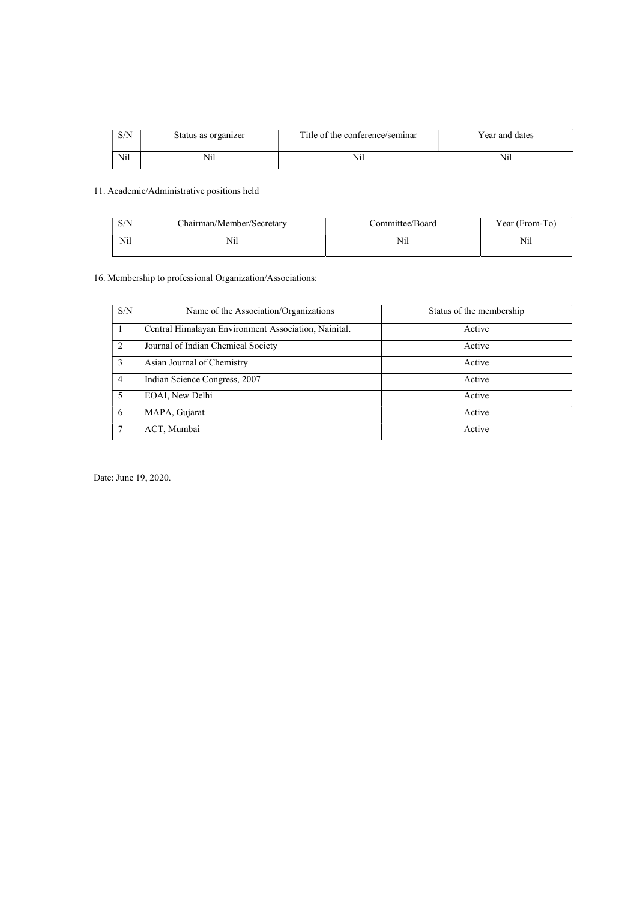| S/N | Status as organizer | Title of the conference/seminar | Year and dates |
|---|---|---|---|
| Nil | Nil | Nil | Nil |

11. Academic/Administrative positions held

| S/N | Chairman/Member/Secretary | Committee/Board | Year (From-To) |
|---|---|---|---|
| Nil | Nil | Nil | Nil |

16. Membership to professional Organization/Associations:

| S/N | Name of the Association/Organizations | Status of the membership |
|---|---|---|
| 1 | Central Himalayan Environment Association, Nainital. | Active |
| 2 | Journal of Indian Chemical Society | Active |
| 3 | Asian Journal of Chemistry | Active |
| 4 | Indian Science Congress, 2007 | Active |
| 5 | EOAI, New Delhi | Active |
| 6 | MAPA, Gujarat | Active |
| 7 | ACT, Mumbai | Active |

Date: June 19, 2020.